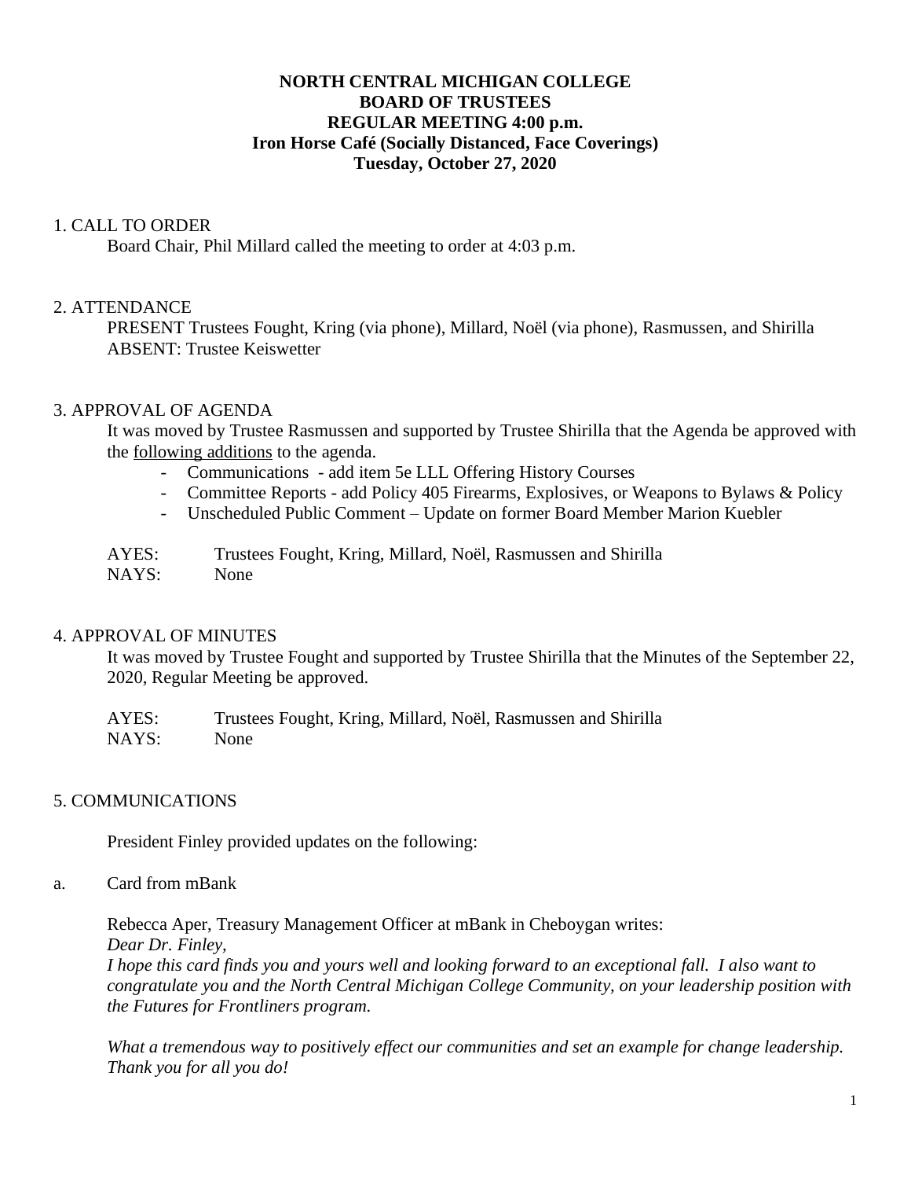**NORTH CENTRAL MICHIGAN COLLEGE**
**BOARD OF TRUSTEES**
**REGULAR MEETING 4:00 p.m.**
**Iron Horse Café (Socially Distanced, Face Coverings)**
**Tuesday, October 27, 2020**

1. CALL TO ORDER

Board Chair, Phil Millard called the meeting to order at 4:03 p.m.

2. ATTENDANCE

PRESENT Trustees Fought, Kring (via phone), Millard, Noël (via phone), Rasmussen, and Shirilla
ABSENT: Trustee Keiswetter

3. APPROVAL OF AGENDA

It was moved by Trustee Rasmussen and supported by Trustee Shirilla that the Agenda be approved with the following additions to the agenda.

- Communications - add item 5e LLL Offering History Courses
- Committee Reports - add Policy 405 Firearms, Explosives, or Weapons to Bylaws & Policy
- Unscheduled Public Comment – Update on former Board Member Marion Kuebler

AYES: Trustees Fought, Kring, Millard, Noël, Rasmussen and Shirilla
NAYS: None

4. APPROVAL OF MINUTES

It was moved by Trustee Fought and supported by Trustee Shirilla that the Minutes of the September 22, 2020, Regular Meeting be approved.

AYES: Trustees Fought, Kring, Millard, Noël, Rasmussen and Shirilla
NAYS: None

5. COMMUNICATIONS

President Finley provided updates on the following:

a. Card from mBank

Rebecca Aper, Treasury Management Officer at mBank in Cheboygan writes:
*Dear Dr. Finley,*
*I hope this card finds you and yours well and looking forward to an exceptional fall. I also want to congratulate you and the North Central Michigan College Community, on your leadership position with the Futures for Frontliners program.*

*What a tremendous way to positively effect our communities and set an example for change leadership. Thank you for all you do!*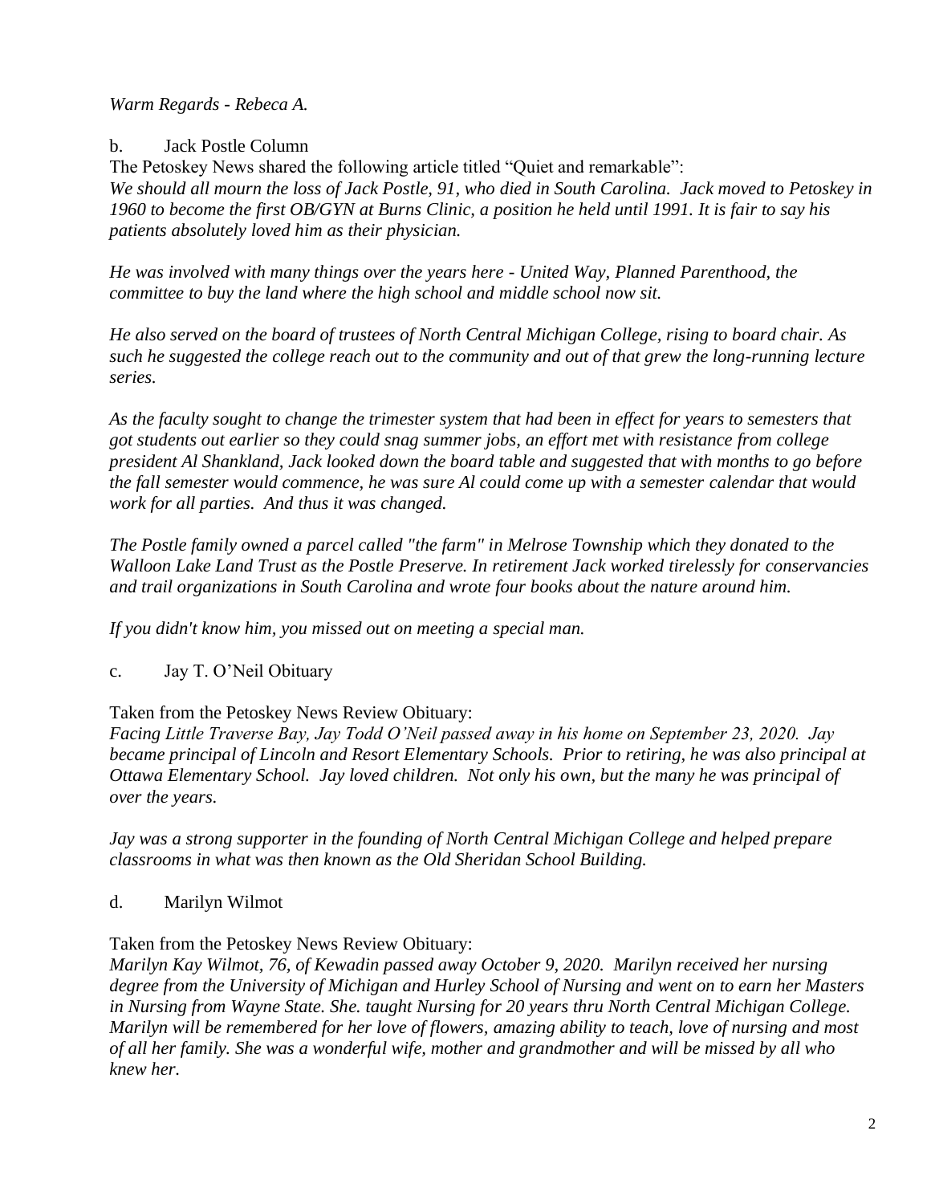*Warm Regards - Rebeca A.*

b. Jack Postle Column

The Petoskey News shared the following article titled "Quiet and remarkable":

*We should all mourn the loss of Jack Postle, 91, who died in South Carolina. Jack moved to Petoskey in 1960 to become the first OB/GYN at Burns Clinic, a position he held until 1991. It is fair to say his patients absolutely loved him as their physician.*

*He was involved with many things over the years here - United Way, Planned Parenthood, the committee to buy the land where the high school and middle school now sit.*

*He also served on the board of trustees of North Central Michigan College, rising to board chair. As such he suggested the college reach out to the community and out of that grew the long-running lecture series.*

*As the faculty sought to change the trimester system that had been in effect for years to semesters that got students out earlier so they could snag summer jobs, an effort met with resistance from college president Al Shankland, Jack looked down the board table and suggested that with months to go before the fall semester would commence, he was sure Al could come up with a semester calendar that would work for all parties. And thus it was changed.*

*The Postle family owned a parcel called "the farm" in Melrose Township which they donated to the Walloon Lake Land Trust as the Postle Preserve. In retirement Jack worked tirelessly for conservancies and trail organizations in South Carolina and wrote four books about the nature around him.*

*If you didn't know him, you missed out on meeting a special man.*

c. Jay T. O'Neil Obituary

Taken from the Petoskey News Review Obituary:

*Facing Little Traverse Bay, Jay Todd O'Neil passed away in his home on September 23, 2020. Jay became principal of Lincoln and Resort Elementary Schools. Prior to retiring, he was also principal at Ottawa Elementary School. Jay loved children. Not only his own, but the many he was principal of over the years.*

*Jay was a strong supporter in the founding of North Central Michigan College and helped prepare classrooms in what was then known as the Old Sheridan School Building.*

d. Marilyn Wilmot

Taken from the Petoskey News Review Obituary:

*Marilyn Kay Wilmot, 76, of Kewadin passed away October 9, 2020. Marilyn received her nursing degree from the University of Michigan and Hurley School of Nursing and went on to earn her Masters in Nursing from Wayne State. She. taught Nursing for 20 years thru North Central Michigan College. Marilyn will be remembered for her love of flowers, amazing ability to teach, love of nursing and most of all her family. She was a wonderful wife, mother and grandmother and will be missed by all who knew her.*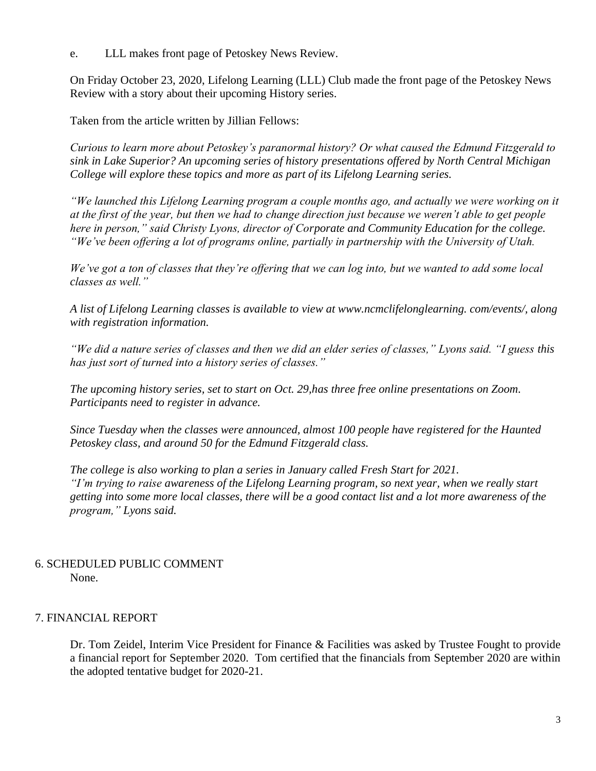e. LLL makes front page of Petoskey News Review.

On Friday October 23, 2020, Lifelong Learning (LLL) Club made the front page of the Petoskey News Review with a story about their upcoming History series.

Taken from the article written by Jillian Fellows:

*Curious to learn more about Petoskey's paranormal history? Or what caused the Edmund Fitzgerald to sink in Lake Superior? An upcoming series of history presentations offered by North Central Michigan College will explore these topics and more as part of its Lifelong Learning series.*

*"We launched this Lifelong Learning program a couple months ago, and actually we were working on it at the first of the year, but then we had to change direction just because we weren't able to get people here in person," said Christy Lyons, director of Corporate and Community Education for the college. "We've been offering a lot of programs online, partially in partnership with the University of Utah.*

*We've got a ton of classes that they're offering that we can log into, but we wanted to add some local classes as well."*

*A list of Lifelong Learning classes is available to view at www.ncmclifelonglearning. com/events/, along with registration information.*

*"We did a nature series of classes and then we did an elder series of classes," Lyons said. "I guess this has just sort of turned into a history series of classes."*

*The upcoming history series, set to start on Oct. 29,has three free online presentations on Zoom. Participants need to register in advance.*

*Since Tuesday when the classes were announced, almost 100 people have registered for the Haunted Petoskey class, and around 50 for the Edmund Fitzgerald class.*

*The college is also working to plan a series in January called Fresh Start for 2021.*
*"I'm trying to raise awareness of the Lifelong Learning program, so next year, when we really start getting into some more local classes, there will be a good contact list and a lot more awareness of the program," Lyons said.*

## 6. SCHEDULED PUBLIC COMMENT

None.

## 7. FINANCIAL REPORT

Dr. Tom Zeidel, Interim Vice President for Finance & Facilities was asked by Trustee Fought to provide a financial report for September 2020. Tom certified that the financials from September 2020 are within the adopted tentative budget for 2020-21.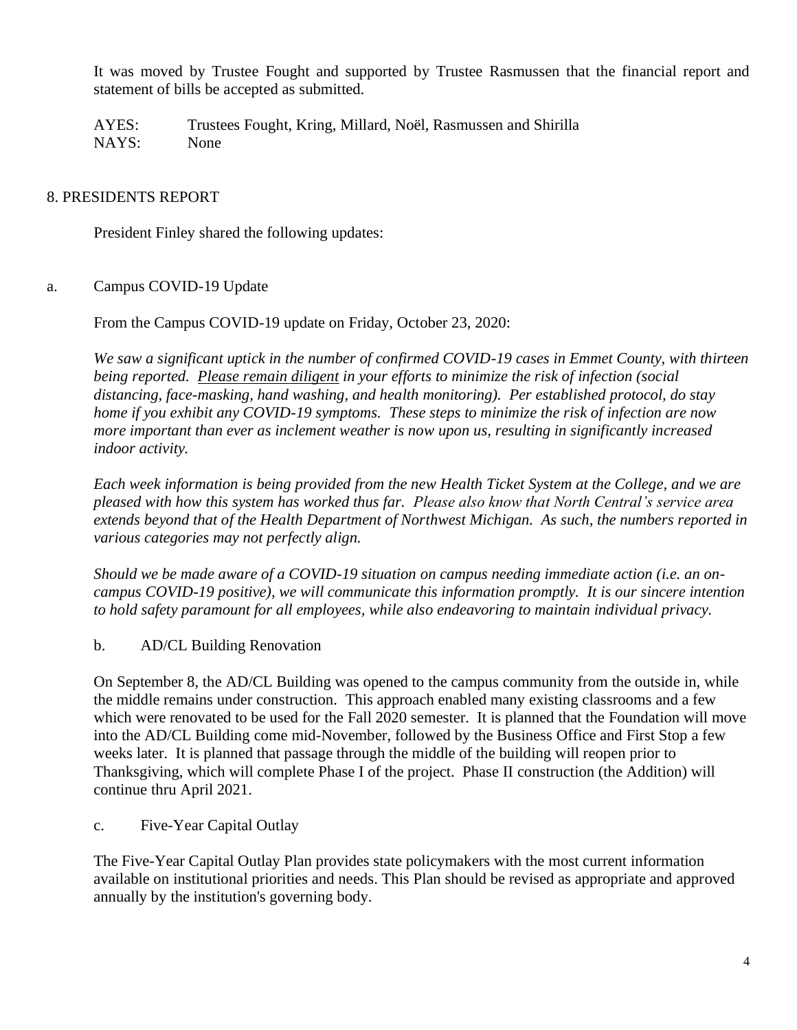It was moved by Trustee Fought and supported by Trustee Rasmussen that the financial report and statement of bills be accepted as submitted.

AYES: Trustees Fought, Kring, Millard, Noël, Rasmussen and Shirilla
NAYS: None

## 8. PRESIDENTS REPORT

President Finley shared the following updates:

### a. Campus COVID-19 Update

From the Campus COVID-19 update on Friday, October 23, 2020:

*We saw a significant uptick in the number of confirmed COVID-19 cases in Emmet County, with thirteen being reported. Please remain diligent in your efforts to minimize the risk of infection (social distancing, face-masking, hand washing, and health monitoring). Per established protocol, do stay home if you exhibit any COVID-19 symptoms. These steps to minimize the risk of infection are now more important than ever as inclement weather is now upon us, resulting in significantly increased indoor activity.*

*Each week information is being provided from the new Health Ticket System at the College, and we are pleased with how this system has worked thus far. Please also know that North Central's service area extends beyond that of the Health Department of Northwest Michigan. As such, the numbers reported in various categories may not perfectly align.*

*Should we be made aware of a COVID-19 situation on campus needing immediate action (i.e. an on-campus COVID-19 positive), we will communicate this information promptly. It is our sincere intention to hold safety paramount for all employees, while also endeavoring to maintain individual privacy.*

### b. AD/CL Building Renovation

On September 8, the AD/CL Building was opened to the campus community from the outside in, while the middle remains under construction. This approach enabled many existing classrooms and a few which were renovated to be used for the Fall 2020 semester. It is planned that the Foundation will move into the AD/CL Building come mid-November, followed by the Business Office and First Stop a few weeks later. It is planned that passage through the middle of the building will reopen prior to Thanksgiving, which will complete Phase I of the project. Phase II construction (the Addition) will continue thru April 2021.

### c. Five-Year Capital Outlay

The Five-Year Capital Outlay Plan provides state policymakers with the most current information available on institutional priorities and needs. This Plan should be revised as appropriate and approved annually by the institution's governing body.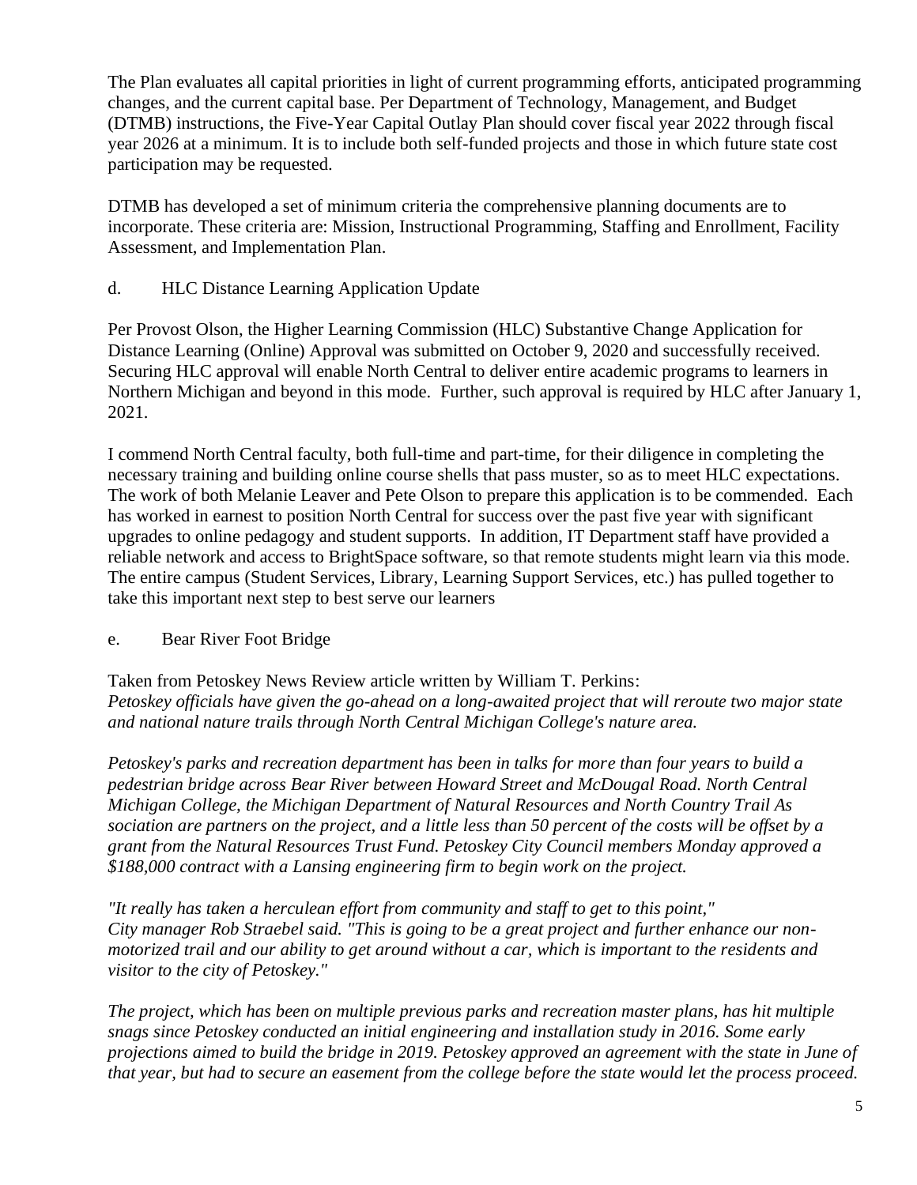The Plan evaluates all capital priorities in light of current programming efforts, anticipated programming changes, and the current capital base. Per Department of Technology, Management, and Budget (DTMB) instructions, the Five-Year Capital Outlay Plan should cover fiscal year 2022 through fiscal year 2026 at a minimum. It is to include both self-funded projects and those in which future state cost participation may be requested.

DTMB has developed a set of minimum criteria the comprehensive planning documents are to incorporate. These criteria are: Mission, Instructional Programming, Staffing and Enrollment, Facility Assessment, and Implementation Plan.

d. HLC Distance Learning Application Update

Per Provost Olson, the Higher Learning Commission (HLC) Substantive Change Application for Distance Learning (Online) Approval was submitted on October 9, 2020 and successfully received. Securing HLC approval will enable North Central to deliver entire academic programs to learners in Northern Michigan and beyond in this mode. Further, such approval is required by HLC after January 1, 2021.

I commend North Central faculty, both full-time and part-time, for their diligence in completing the necessary training and building online course shells that pass muster, so as to meet HLC expectations. The work of both Melanie Leaver and Pete Olson to prepare this application is to be commended. Each has worked in earnest to position North Central for success over the past five year with significant upgrades to online pedagogy and student supports. In addition, IT Department staff have provided a reliable network and access to BrightSpace software, so that remote students might learn via this mode. The entire campus (Student Services, Library, Learning Support Services, etc.) has pulled together to take this important next step to best serve our learners

e. Bear River Foot Bridge

Taken from Petoskey News Review article written by William T. Perkins:
*Petoskey officials have given the go-ahead on a long-awaited project that will reroute two major state and national nature trails through North Central Michigan College's nature area.*

*Petoskey's parks and recreation department has been in talks for more than four years to build a pedestrian bridge across Bear River between Howard Street and McDougal Road. North Central Michigan College, the Michigan Department of Natural Resources and North Country Trail As sociation are partners on the project, and a little less than 50 percent of the costs will be offset by a grant from the Natural Resources Trust Fund. Petoskey City Council members Monday approved a $188,000 contract with a Lansing engineering firm to begin work on the project.*

*"It really has taken a herculean effort from community and staff to get to this point," City manager Rob Straebel said. "This is going to be a great project and further enhance our non-motorized trail and our ability to get around without a car, which is important to the residents and visitor to the city of Petoskey."*

*The project, which has been on multiple previous parks and recreation master plans, has hit multiple snags since Petoskey conducted an initial engineering and installation study in 2016. Some early projections aimed to build the bridge in 2019. Petoskey approved an agreement with the state in June of that year, but had to secure an easement from the college before the state would let the process proceed.*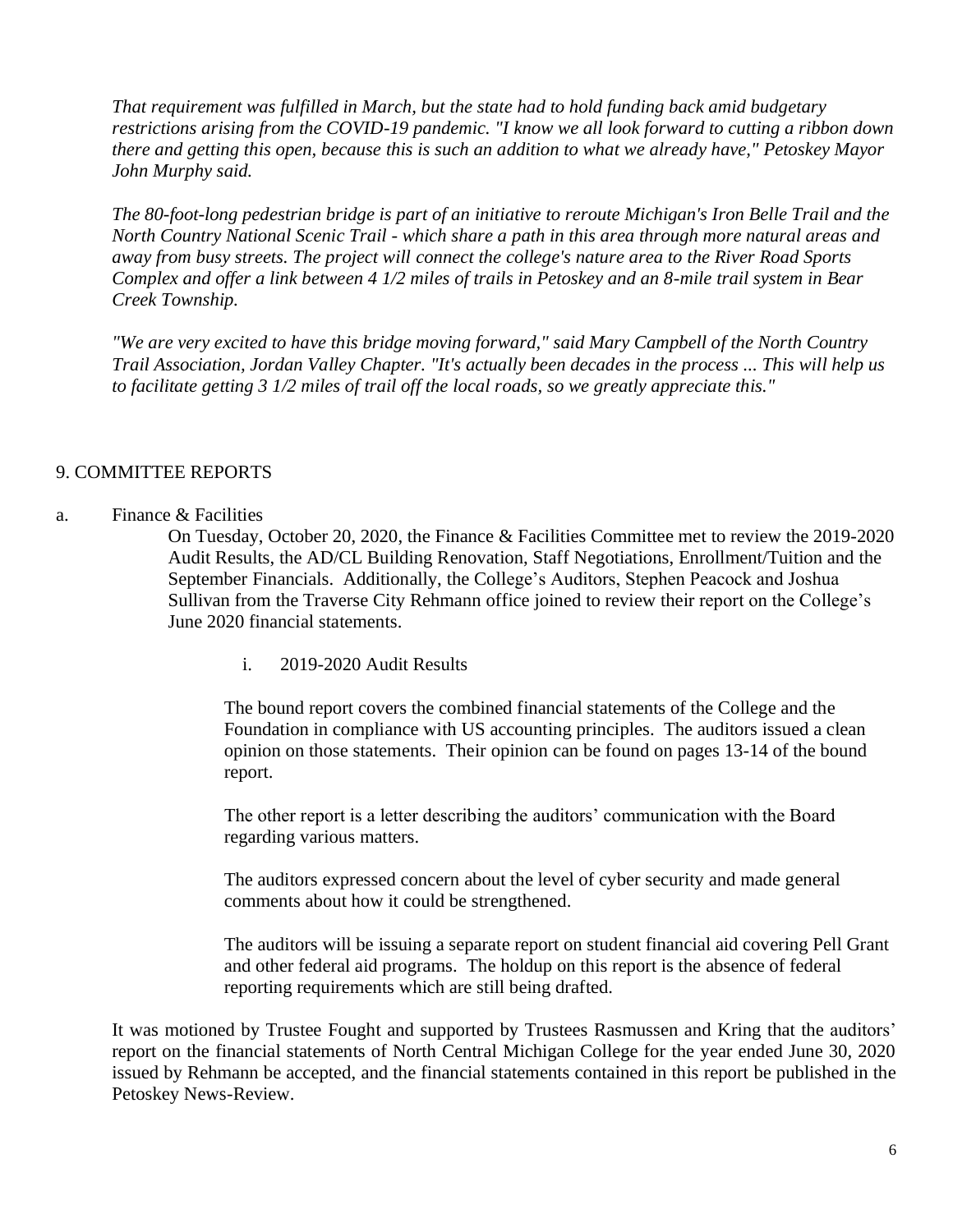*That requirement was fulfilled in March, but the state had to hold funding back amid budgetary restrictions arising from the COVID-19 pandemic. "I know we all look forward to cutting a ribbon down there and getting this open, because this is such an addition to what we already have," Petoskey Mayor John Murphy said.*

*The 80-foot-long pedestrian bridge is part of an initiative to reroute Michigan's Iron Belle Trail and the North Country National Scenic Trail - which share a path in this area through more natural areas and away from busy streets. The project will connect the college's nature area to the River Road Sports Complex and offer a link between 4 1/2 miles of trails in Petoskey and an 8-mile trail system in Bear Creek Township.*

*"We are very excited to have this bridge moving forward," said Mary Campbell of the North Country Trail Association, Jordan Valley Chapter. "It's actually been decades in the process ... This will help us to facilitate getting 3 1/2 miles of trail off the local roads, so we greatly appreciate this."*

## 9. COMMITTEE REPORTS

a. Finance & Facilities

On Tuesday, October 20, 2020, the Finance & Facilities Committee met to review the 2019-2020 Audit Results, the AD/CL Building Renovation, Staff Negotiations, Enrollment/Tuition and the September Financials. Additionally, the College's Auditors, Stephen Peacock and Joshua Sullivan from the Traverse City Rehmann office joined to review their report on the College's June 2020 financial statements.

i. 2019-2020 Audit Results

The bound report covers the combined financial statements of the College and the Foundation in compliance with US accounting principles. The auditors issued a clean opinion on those statements. Their opinion can be found on pages 13-14 of the bound report.

The other report is a letter describing the auditors' communication with the Board regarding various matters.

The auditors expressed concern about the level of cyber security and made general comments about how it could be strengthened.

The auditors will be issuing a separate report on student financial aid covering Pell Grant and other federal aid programs. The holdup on this report is the absence of federal reporting requirements which are still being drafted.

It was motioned by Trustee Fought and supported by Trustees Rasmussen and Kring that the auditors' report on the financial statements of North Central Michigan College for the year ended June 30, 2020 issued by Rehmann be accepted, and the financial statements contained in this report be published in the Petoskey News-Review.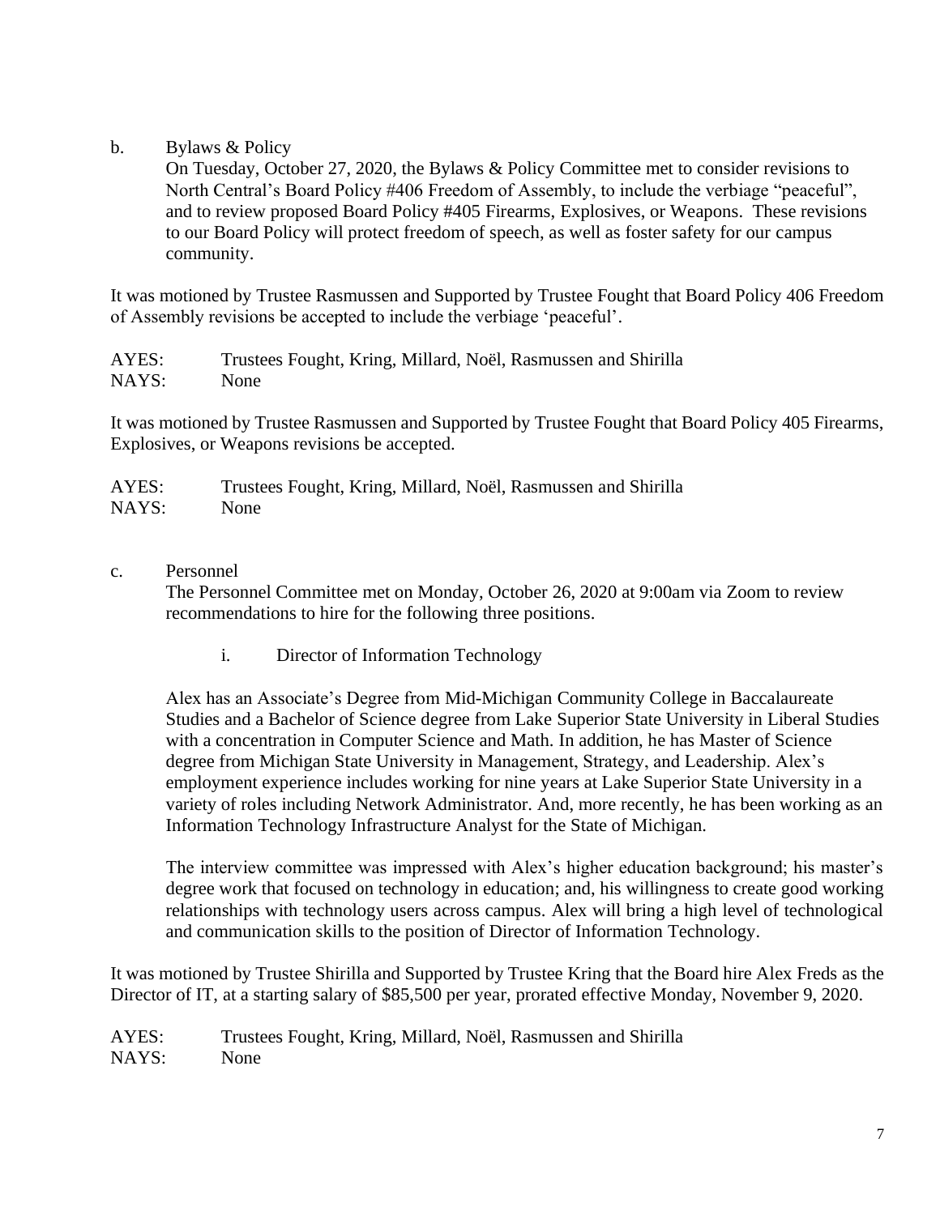b. Bylaws & Policy

On Tuesday, October 27, 2020, the Bylaws & Policy Committee met to consider revisions to North Central's Board Policy #406 Freedom of Assembly, to include the verbiage "peaceful", and to review proposed Board Policy #405 Firearms, Explosives, or Weapons. These revisions to our Board Policy will protect freedom of speech, as well as foster safety for our campus community.

It was motioned by Trustee Rasmussen and Supported by Trustee Fought that Board Policy 406 Freedom of Assembly revisions be accepted to include the verbiage 'peaceful'.

AYES: Trustees Fought, Kring, Millard, Noël, Rasmussen and Shirilla
NAYS: None

It was motioned by Trustee Rasmussen and Supported by Trustee Fought that Board Policy 405 Firearms, Explosives, or Weapons revisions be accepted.

AYES: Trustees Fought, Kring, Millard, Noël, Rasmussen and Shirilla
NAYS: None

c. Personnel

The Personnel Committee met on Monday, October 26, 2020 at 9:00am via Zoom to review recommendations to hire for the following three positions.

i. Director of Information Technology

Alex has an Associate's Degree from Mid-Michigan Community College in Baccalaureate Studies and a Bachelor of Science degree from Lake Superior State University in Liberal Studies with a concentration in Computer Science and Math. In addition, he has Master of Science degree from Michigan State University in Management, Strategy, and Leadership. Alex's employment experience includes working for nine years at Lake Superior State University in a variety of roles including Network Administrator. And, more recently, he has been working as an Information Technology Infrastructure Analyst for the State of Michigan.

The interview committee was impressed with Alex's higher education background; his master's degree work that focused on technology in education; and, his willingness to create good working relationships with technology users across campus. Alex will bring a high level of technological and communication skills to the position of Director of Information Technology.

It was motioned by Trustee Shirilla and Supported by Trustee Kring that the Board hire Alex Freds as the Director of IT, at a starting salary of $85,500 per year, prorated effective Monday, November 9, 2020.

AYES: Trustees Fought, Kring, Millard, Noël, Rasmussen and Shirilla
NAYS: None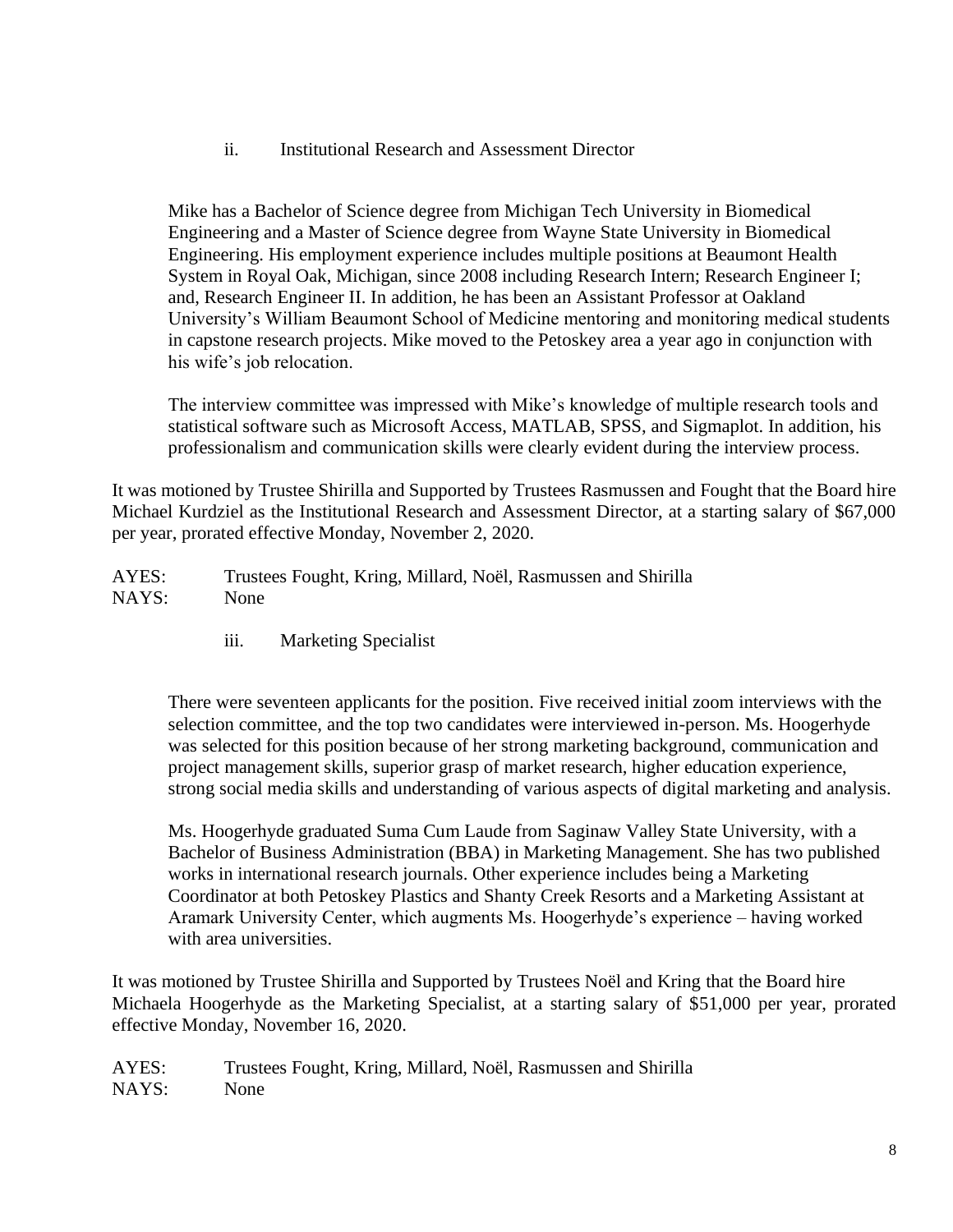ii. Institutional Research and Assessment Director

Mike has a Bachelor of Science degree from Michigan Tech University in Biomedical Engineering and a Master of Science degree from Wayne State University in Biomedical Engineering. His employment experience includes multiple positions at Beaumont Health System in Royal Oak, Michigan, since 2008 including Research Intern; Research Engineer I; and, Research Engineer II. In addition, he has been an Assistant Professor at Oakland University's William Beaumont School of Medicine mentoring and monitoring medical students in capstone research projects. Mike moved to the Petoskey area a year ago in conjunction with his wife's job relocation.

The interview committee was impressed with Mike's knowledge of multiple research tools and statistical software such as Microsoft Access, MATLAB, SPSS, and Sigmaplot. In addition, his professionalism and communication skills were clearly evident during the interview process.

It was motioned by Trustee Shirilla and Supported by Trustees Rasmussen and Fought that the Board hire Michael Kurdziel as the Institutional Research and Assessment Director, at a starting salary of $67,000 per year, prorated effective Monday, November 2, 2020.

AYES: Trustees Fought, Kring, Millard, Noël, Rasmussen and Shirilla
NAYS: None

iii. Marketing Specialist

There were seventeen applicants for the position. Five received initial zoom interviews with the selection committee, and the top two candidates were interviewed in-person. Ms. Hoogerhyde was selected for this position because of her strong marketing background, communication and project management skills, superior grasp of market research, higher education experience, strong social media skills and understanding of various aspects of digital marketing and analysis.

Ms. Hoogerhyde graduated Suma Cum Laude from Saginaw Valley State University, with a Bachelor of Business Administration (BBA) in Marketing Management. She has two published works in international research journals. Other experience includes being a Marketing Coordinator at both Petoskey Plastics and Shanty Creek Resorts and a Marketing Assistant at Aramark University Center, which augments Ms. Hoogerhyde's experience – having worked with area universities.

It was motioned by Trustee Shirilla and Supported by Trustees Noël and Kring that the Board hire Michaela Hoogerhyde as the Marketing Specialist, at a starting salary of $51,000 per year, prorated effective Monday, November 16, 2020.

AYES: Trustees Fought, Kring, Millard, Noël, Rasmussen and Shirilla
NAYS: None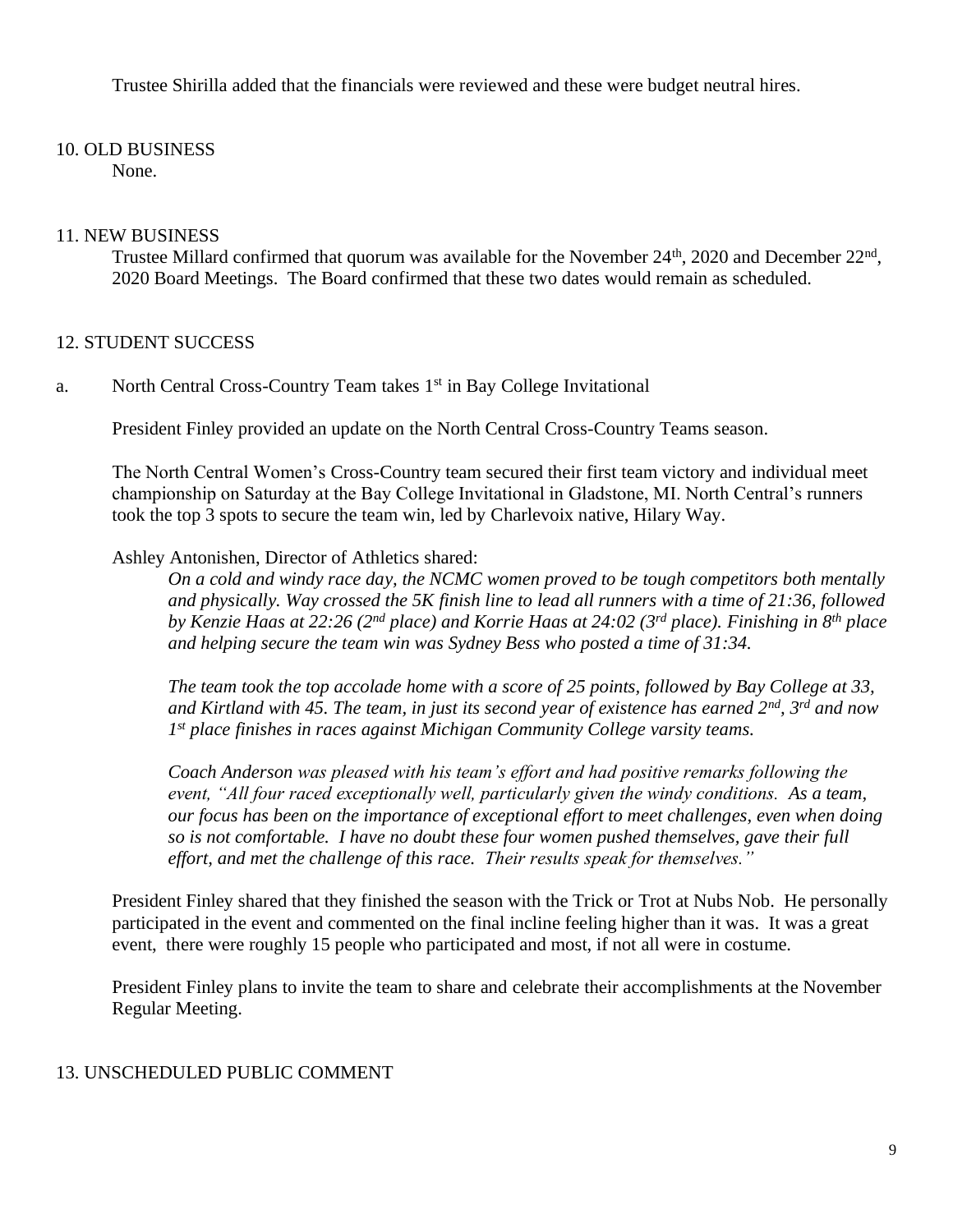Trustee Shirilla added that the financials were reviewed and these were budget neutral hires.

## 10. OLD BUSINESS

None.

## 11. NEW BUSINESS

Trustee Millard confirmed that quorum was available for the November 24th, 2020 and December 22nd, 2020 Board Meetings. The Board confirmed that these two dates would remain as scheduled.

## 12. STUDENT SUCCESS

a. North Central Cross-Country Team takes 1st in Bay College Invitational

President Finley provided an update on the North Central Cross-Country Teams season.

The North Central Women's Cross-Country team secured their first team victory and individual meet championship on Saturday at the Bay College Invitational in Gladstone, MI. North Central's runners took the top 3 spots to secure the team win, led by Charlevoix native, Hilary Way.

Ashley Antonishen, Director of Athletics shared:

> *On a cold and windy race day, the NCMC women proved to be tough competitors both mentally and physically. Way crossed the 5K finish line to lead all runners with a time of 21:36, followed by Kenzie Haas at 22:26 (2nd place) and Korrie Haas at 24:02 (3rd place). Finishing in 8th place and helping secure the team win was Sydney Bess who posted a time of 31:34.*
>
> *The team took the top accolade home with a score of 25 points, followed by Bay College at 33, and Kirtland with 45. The team, in just its second year of existence has earned 2nd, 3rd and now 1st place finishes in races against Michigan Community College varsity teams.*
>
> *Coach Anderson was pleased with his team's effort and had positive remarks following the event, "All four raced exceptionally well, particularly given the windy conditions. As a team, our focus has been on the importance of exceptional effort to meet challenges, even when doing so is not comfortable. I have no doubt these four women pushed themselves, gave their full effort, and met the challenge of this race. Their results speak for themselves."*

President Finley shared that they finished the season with the Trick or Trot at Nubs Nob. He personally participated in the event and commented on the final incline feeling higher than it was. It was a great event, there were roughly 15 people who participated and most, if not all were in costume.

President Finley plans to invite the team to share and celebrate their accomplishments at the November Regular Meeting.

## 13. UNSCHEDULED PUBLIC COMMENT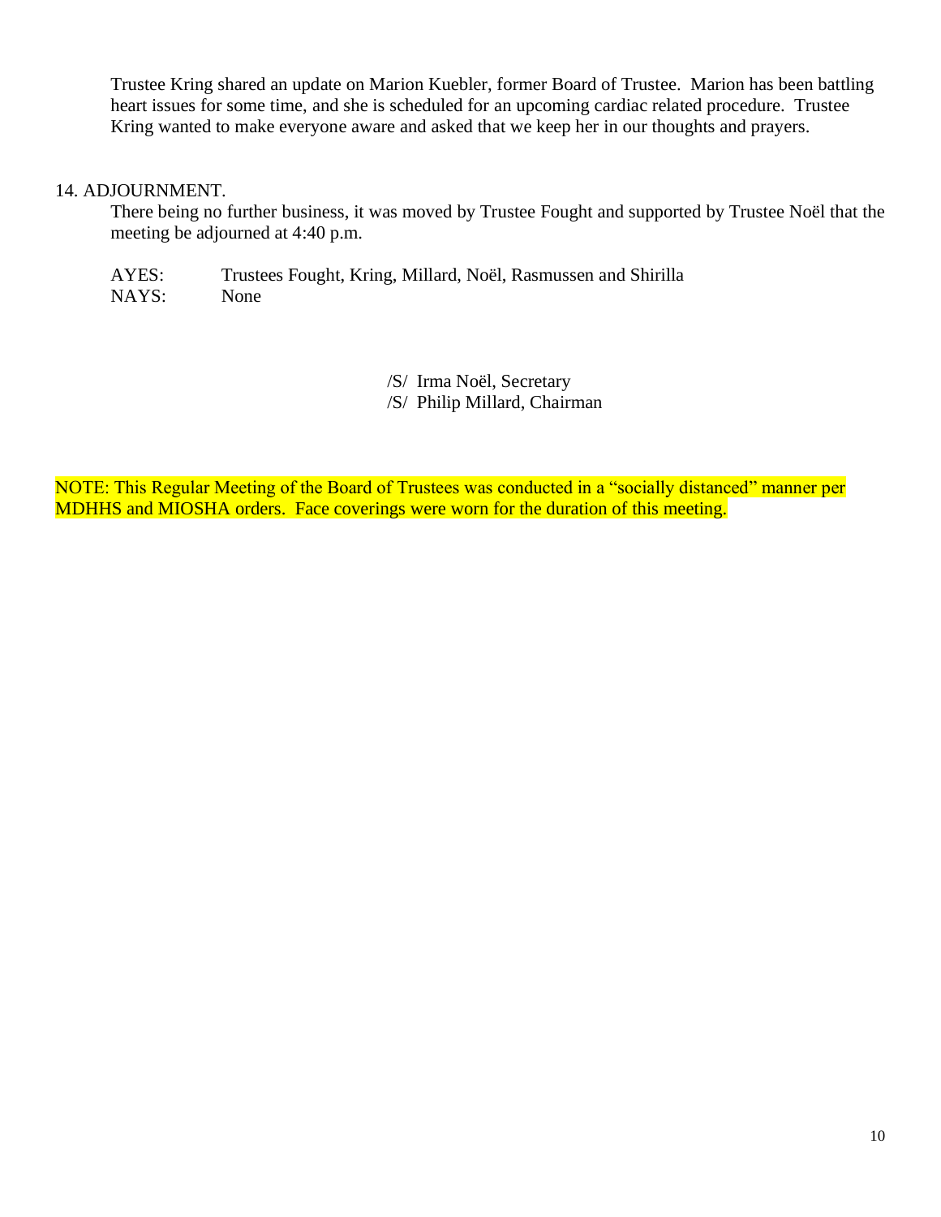Trustee Kring shared an update on Marion Kuebler, former Board of Trustee. Marion has been battling heart issues for some time, and she is scheduled for an upcoming cardiac related procedure. Trustee Kring wanted to make everyone aware and asked that we keep her in our thoughts and prayers.

14. ADJOURNMENT.

There being no further business, it was moved by Trustee Fought and supported by Trustee Noël that the meeting be adjourned at 4:40 p.m.

AYES: Trustees Fought, Kring, Millard, Noël, Rasmussen and Shirilla
NAYS: None

/S/ Irma Noël, Secretary
/S/ Philip Millard, Chairman

NOTE: This Regular Meeting of the Board of Trustees was conducted in a "socially distanced" manner per MDHHS and MIOSHA orders. Face coverings were worn for the duration of this meeting.